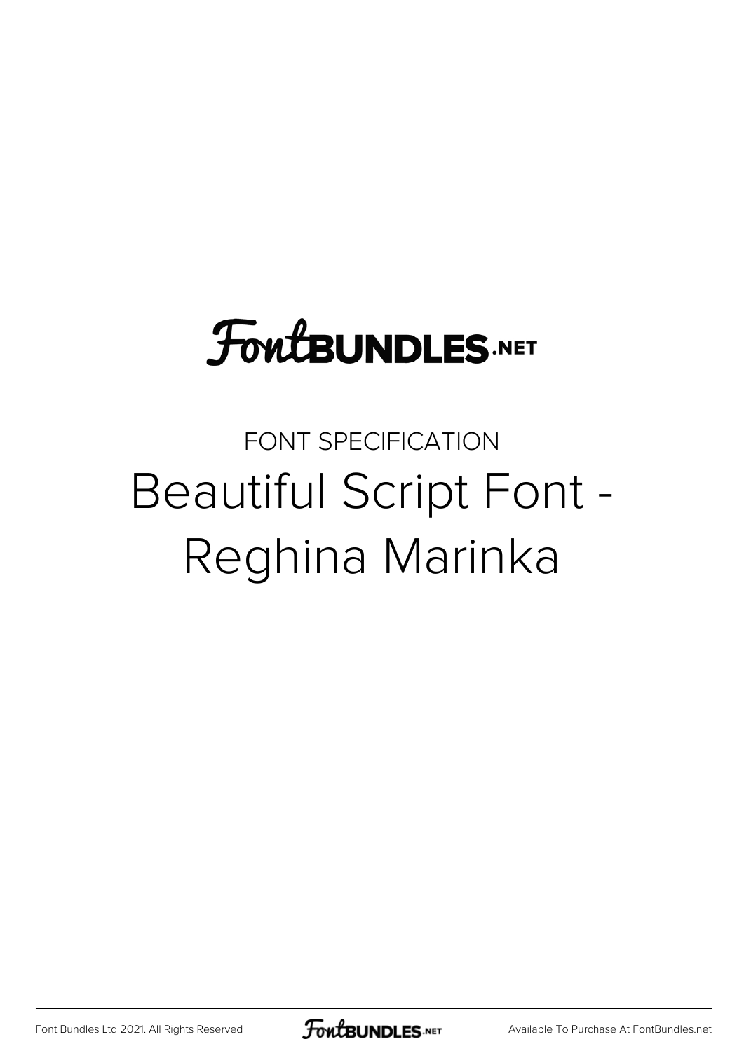FontBUNDLES.NET

FONT SPECIFICATION

# Beautiful Script Font - Reghina Marinka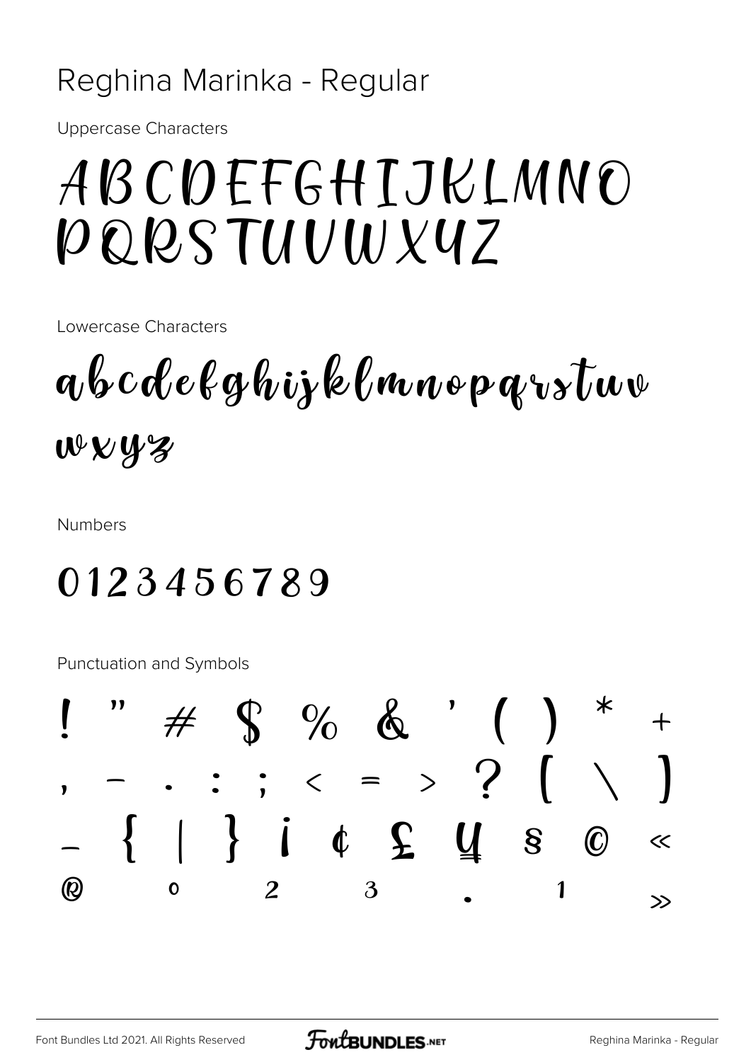# Reghina Marinka - Regular

Uppercase Characters

ABCDEFGHIJKLMNO
PQRSTUVWXYZ

Lowercase Characters

abcdefghijklmnopqrstuv
wxyz

Numbers

0123456789

Punctuation and Symbols

! " # $ % & ' ( ) * +
, - . : ; < = > ? [ \ ]
_ { | } ¡ ¢ £ ¥ § © «
® ° ² ³ · ¹ »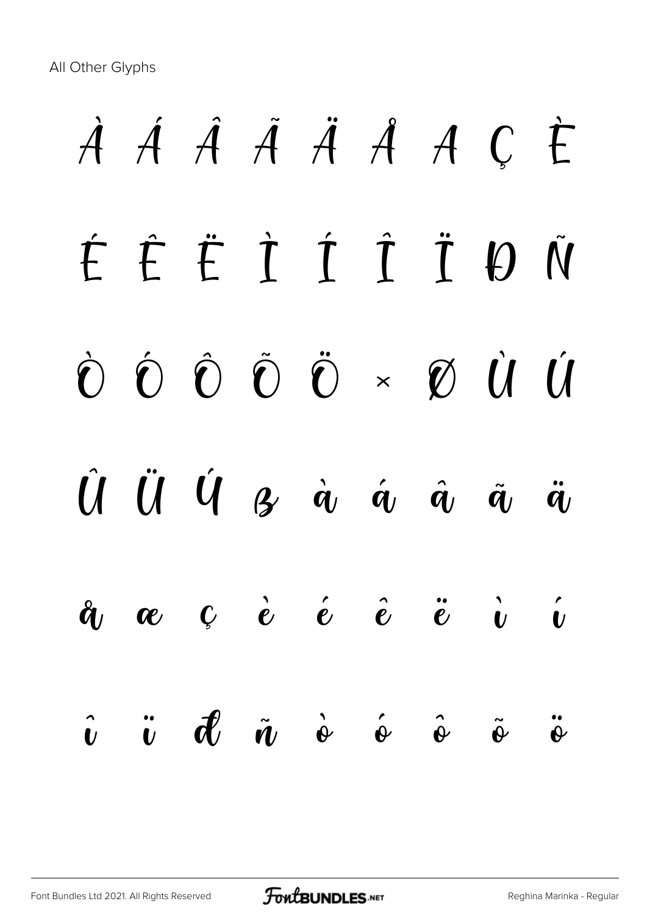All Other Glyphs

À Á Â Ã Ä Å A Ç È

É Ê Ë Ì Í Î Ï Đ Ñ

Ò Ó Ô Õ Ö × Ø Ù Ú

Û Ü Ý ß à á â ã ä

å æ ç è é ê ë ì í

î ï đ ñ ò ó ô õ ö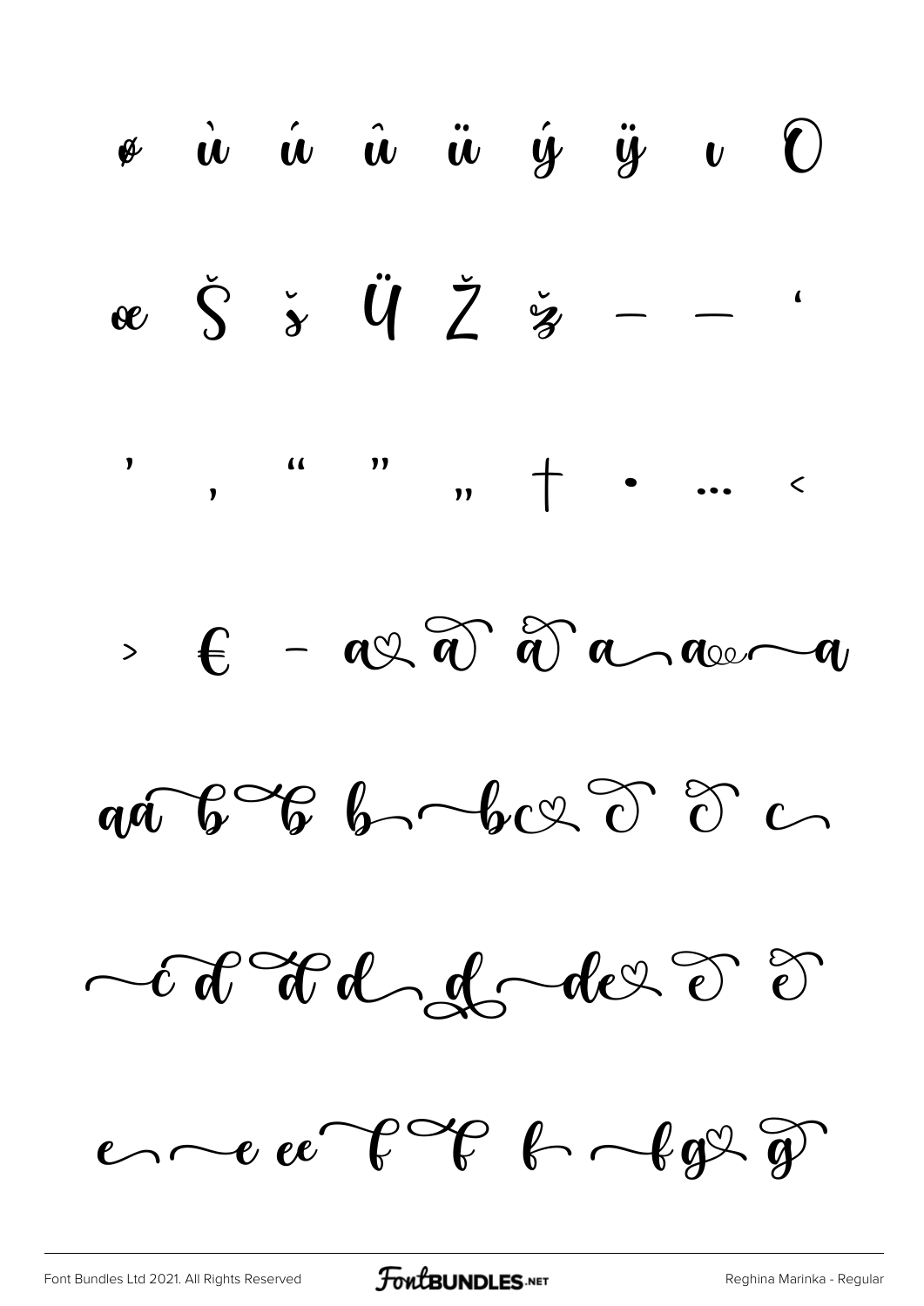ø ù ú û ü ý ÿ ı Œ

œ Š š Ÿ Ž ž – — '

' ‚ " " „ † • … ‹

› € - a a a a a a

aa b b b b c c c c

c d d d d d e e

e e e f f f f g g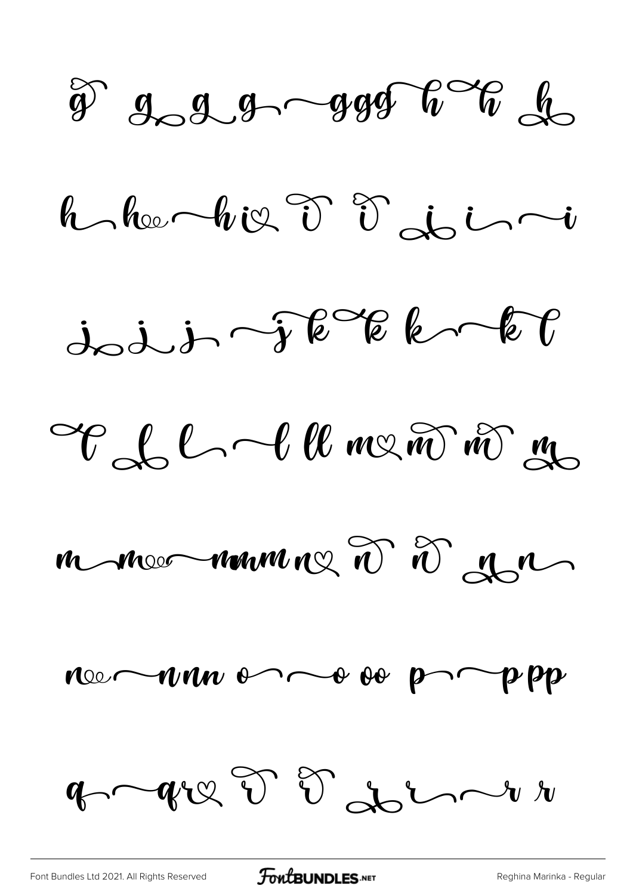g g g g ggg h h h

h hee h i i i i i i

j j j j k k k k l

l l l l ll m m m m

m mee mmm n n n n n

nee nnn o o o oo p ppp

q q r r r r r r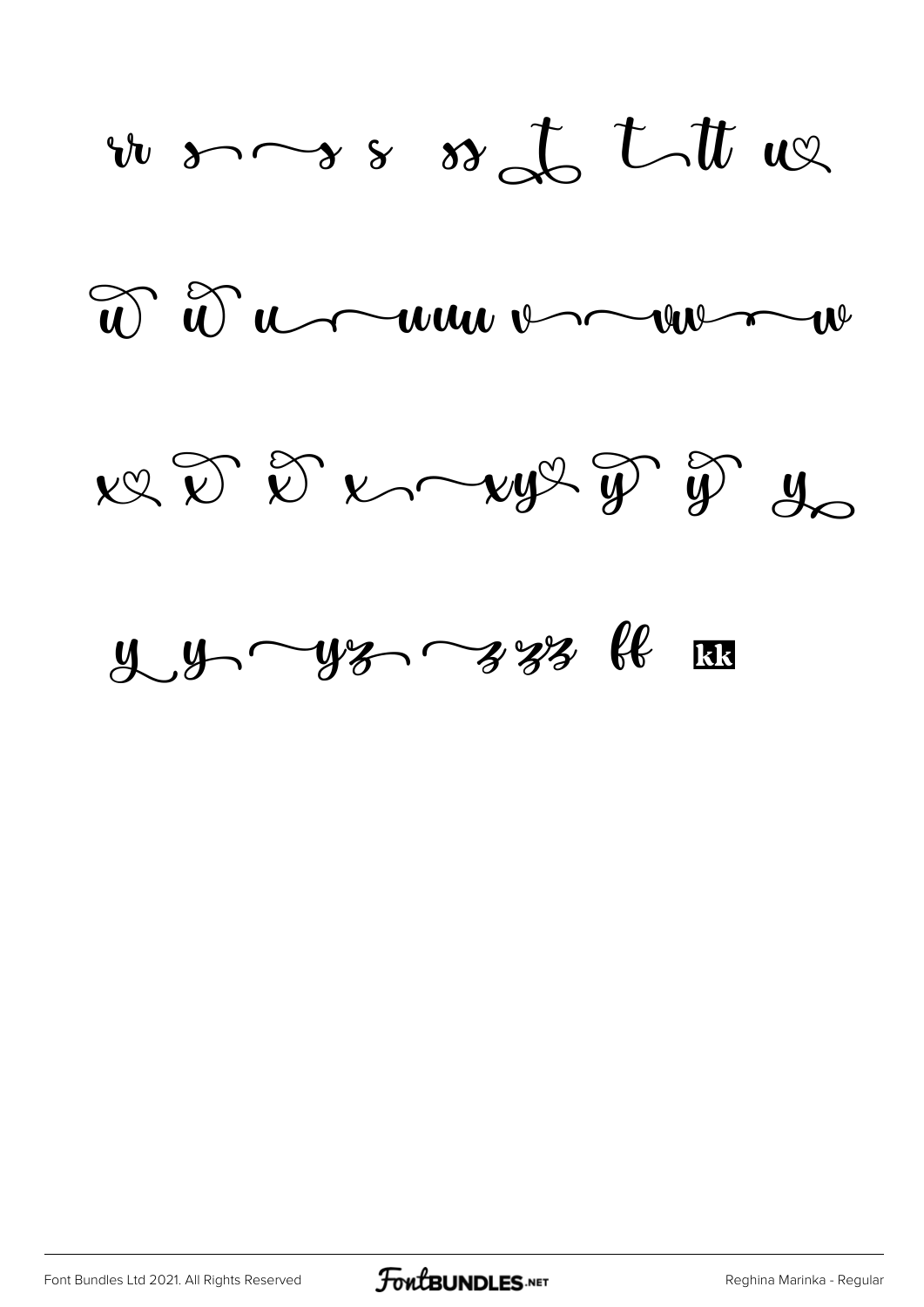rr s s s ss t t tt u

u u u uuu v vv v

x x x x xy y y y

y y yz z zz ff kk